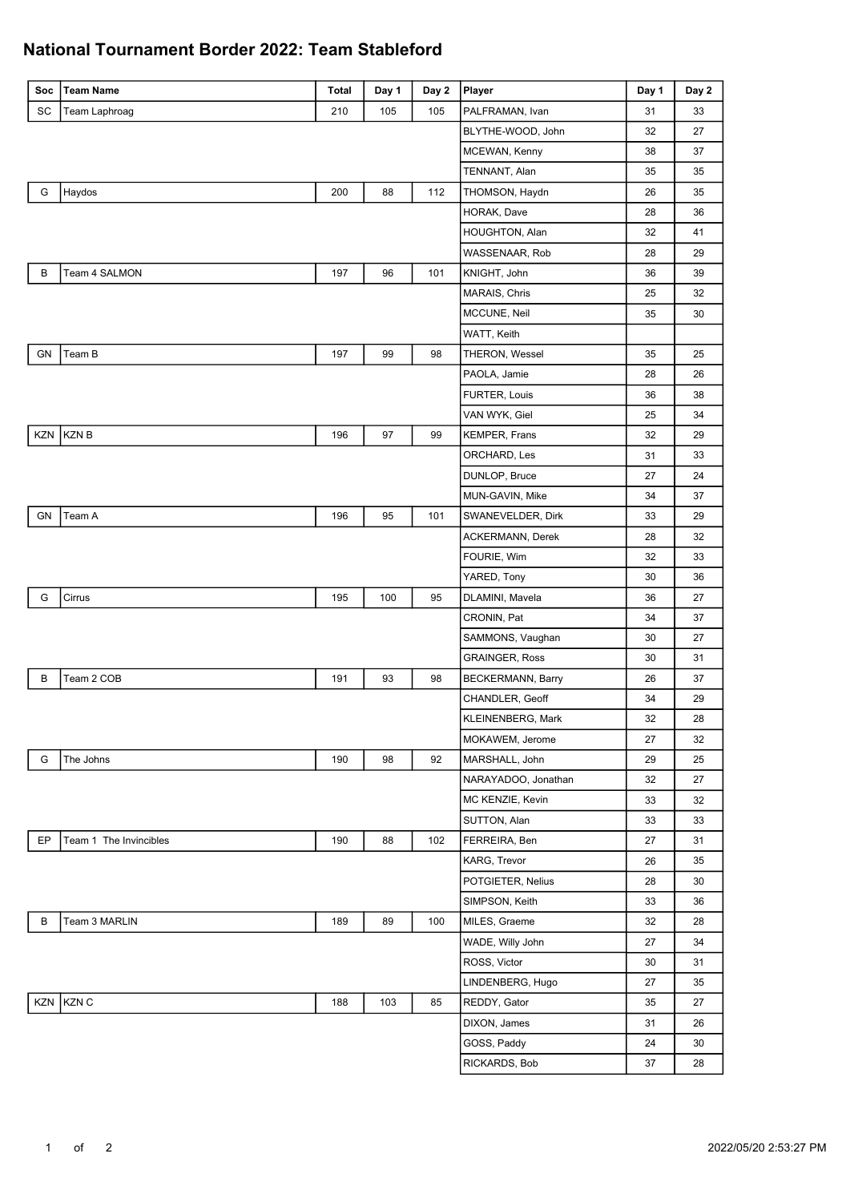# National Tournament Border 2022: Team Stableford

| Soc | Team Name | Total | Day 1 | Day 2 | Player | Day 1 | Day 2 |
|---|---|---|---|---|---|---|---|
| SC | Team Laphroag | 210 | 105 | 105 | PALFRAMAN, Ivan | 31 | 33 |
| | | | | | BLYTHE-WOOD, John | 32 | 27 |
| | | | | | MCEWAN, Kenny | 38 | 37 |
| | | | | | TENNANT, Alan | 35 | 35 |
| G | Haydos | 200 | 88 | 112 | THOMSON, Haydn | 26 | 35 |
| | | | | | HORAK, Dave | 28 | 36 |
| | | | | | HOUGHTON, Alan | 32 | 41 |
| | | | | | WASSENAAR, Rob | 28 | 29 |
| B | Team 4 SALMON | 197 | 96 | 101 | KNIGHT, John | 36 | 39 |
| | | | | | MARAIS, Chris | 25 | 32 |
| | | | | | MCCUNE, Neil | 35 | 30 |
| | | | | | WATT, Keith | | |
| GN | Team B | 197 | 99 | 98 | THERON, Wessel | 35 | 25 |
| | | | | | PAOLA, Jamie | 28 | 26 |
| | | | | | FURTER, Louis | 36 | 38 |
| | | | | | VAN WYK, Giel | 25 | 34 |
| KZN | KZN B | 196 | 97 | 99 | KEMPER, Frans | 32 | 29 |
| | | | | | ORCHARD, Les | 31 | 33 |
| | | | | | DUNLOP, Bruce | 27 | 24 |
| | | | | | MUN-GAVIN, Mike | 34 | 37 |
| GN | Team A | 196 | 95 | 101 | SWANEVELDER, Dirk | 33 | 29 |
| | | | | | ACKERMANN, Derek | 28 | 32 |
| | | | | | FOURIE, Wim | 32 | 33 |
| | | | | | YARED, Tony | 30 | 36 |
| G | Cirrus | 195 | 100 | 95 | DLAMINI, Mavela | 36 | 27 |
| | | | | | CRONIN, Pat | 34 | 37 |
| | | | | | SAMMONS, Vaughan | 30 | 27 |
| | | | | | GRAINGER, Ross | 30 | 31 |
| B | Team 2 COB | 191 | 93 | 98 | BECKERMANN, Barry | 26 | 37 |
| | | | | | CHANDLER, Geoff | 34 | 29 |
| | | | | | KLEINENBERG, Mark | 32 | 28 |
| | | | | | MOKAWEM, Jerome | 27 | 32 |
| G | The Johns | 190 | 98 | 92 | MARSHALL, John | 29 | 25 |
| | | | | | NARAYADOO, Jonathan | 32 | 27 |
| | | | | | MC KENZIE, Kevin | 33 | 32 |
| | | | | | SUTTON, Alan | 33 | 33 |
| EP | Team 1 The Invincibles | 190 | 88 | 102 | FERREIRA, Ben | 27 | 31 |
| | | | | | KARG, Trevor | 26 | 35 |
| | | | | | POTGIETER, Nelius | 28 | 30 |
| | | | | | SIMPSON, Keith | 33 | 36 |
| B | Team 3 MARLIN | 189 | 89 | 100 | MILES, Graeme | 32 | 28 |
| | | | | | WADE, Willy John | 27 | 34 |
| | | | | | ROSS, Victor | 30 | 31 |
| | | | | | LINDENBERG, Hugo | 27 | 35 |
| KZN | KZN C | 188 | 103 | 85 | REDDY, Gator | 35 | 27 |
| | | | | | DIXON, James | 31 | 26 |
| | | | | | GOSS, Paddy | 24 | 30 |
| | | | | | RICKARDS, Bob | 37 | 28 |

2022/05/20 2:53:27 PM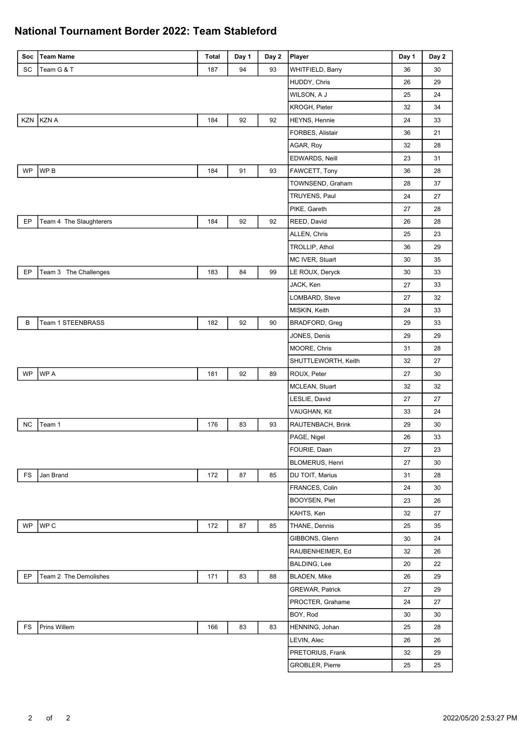# National Tournament Border 2022: Team Stableford

| Soc | Team Name | Total | Day 1 | Day 2 | Player | Day 1 | Day 2 |
|---|---|---|---|---|---|---|---|
| SC | Team G & T | 187 | 94 | 93 | WHITFIELD, Barry | 36 | 30 |
| | | | | | HUDDY, Chris | 26 | 29 |
| | | | | | WILSON, A J | 25 | 24 |
| | | | | | KROGH, Pieter | 32 | 34 |
| KZN | KZN A | 184 | 92 | 92 | HEYNS, Hennie | 24 | 33 |
| | | | | | FORBES, Alistair | 36 | 21 |
| | | | | | AGAR, Roy | 32 | 28 |
| | | | | | EDWARDS, Neill | 23 | 31 |
| WP | WP B | 184 | 91 | 93 | FAWCETT, Tony | 36 | 28 |
| | | | | | TOWNSEND, Graham | 28 | 37 |
| | | | | | TRUYENS, Paul | 24 | 27 |
| | | | | | PIKE, Gareth | 27 | 28 |
| EP | Team 4 The Slaughterers | 184 | 92 | 92 | REED, David | 26 | 28 |
| | | | | | ALLEN, Chris | 25 | 23 |
| | | | | | TROLLIP, Athol | 36 | 29 |
| | | | | | MC IVER, Stuart | 30 | 35 |
| EP | Team 3 The Challenges | 183 | 84 | 99 | LE ROUX, Deryck | 30 | 33 |
| | | | | | JACK, Ken | 27 | 33 |
| | | | | | LOMBARD, Steve | 27 | 32 |
| | | | | | MISKIN, Keith | 24 | 33 |
| B | Team 1 STEENBRASS | 182 | 92 | 90 | BRADFORD, Greg | 29 | 33 |
| | | | | | JONES, Denis | 29 | 29 |
| | | | | | MOORE, Chris | 31 | 28 |
| | | | | | SHUTTLEWORTH, Keith | 32 | 27 |
| WP | WP A | 181 | 92 | 89 | ROUX, Peter | 27 | 30 |
| | | | | | MCLEAN, Stuart | 32 | 32 |
| | | | | | LESLIE, David | 27 | 27 |
| | | | | | VAUGHAN, Kit | 33 | 24 |
| NC | Team 1 | 176 | 83 | 93 | RAUTENBACH, Brink | 29 | 30 |
| | | | | | PAGE, Nigel | 26 | 33 |
| | | | | | FOURIE, Daan | 27 | 23 |
| | | | | | BLOMERUS, Henri | 27 | 30 |
| FS | Jan Brand | 172 | 87 | 85 | DU TOIT, Marius | 31 | 28 |
| | | | | | FRANCES, Colin | 24 | 30 |
| | | | | | BOOYSEN, Piet | 23 | 26 |
| | | | | | KAHTS, Ken | 32 | 27 |
| WP | WP C | 172 | 87 | 85 | THANE, Dennis | 25 | 35 |
| | | | | | GIBBONS, Glenn | 30 | 24 |
| | | | | | RAUBENHEIMER, Ed | 32 | 26 |
| | | | | | BALDING, Lee | 20 | 22 |
| EP | Team 2 The Demolishes | 171 | 83 | 88 | BLADEN, Mike | 26 | 29 |
| | | | | | GREWAR, Patrick | 27 | 29 |
| | | | | | PROCTER, Grahame | 24 | 27 |
| | | | | | BOY, Rod | 30 | 30 |
| FS | Prins Willem | 166 | 83 | 83 | HENNING, Johan | 25 | 28 |
| | | | | | LEVIN, Alec | 26 | 26 |
| | | | | | PRETORIUS, Frank | 32 | 29 |
| | | | | | GROBLER, Pierre | 25 | 25 |

2022/05/20 2:53:27 PM